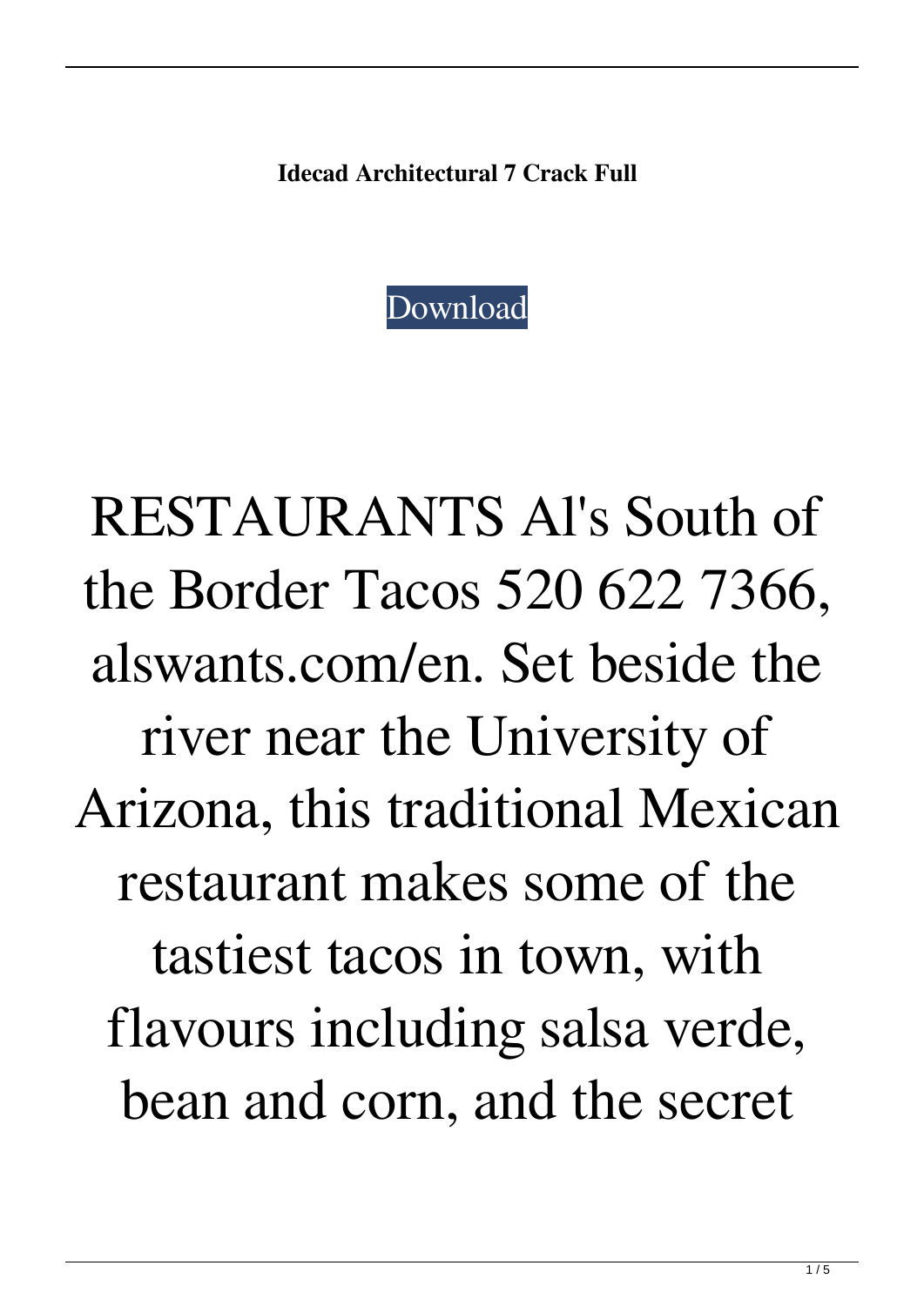**Idecad Architectural 7 Crack Full**

Download

RESTAURANTS Al's South of the Border Tacos 520 622 7366, alswants.com/en. Set beside the river near the University of Arizona, this traditional Mexican restaurant makes some of the tastiest tacos in town, with flavours including salsa verde, bean and corn, and the secret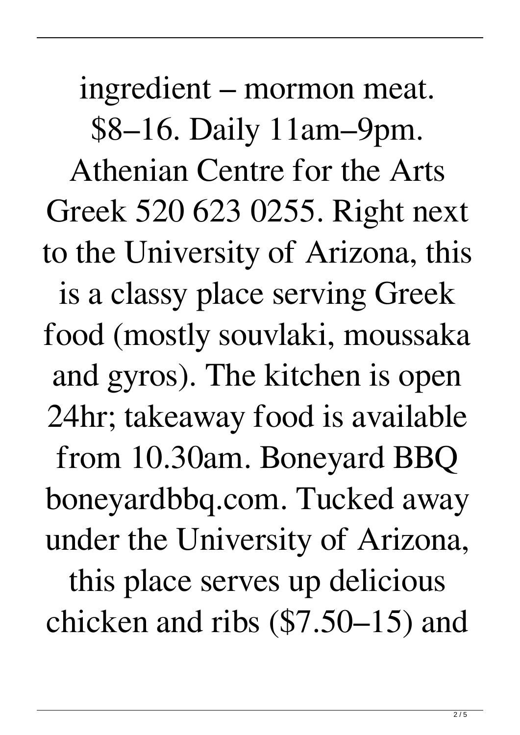ingredient – mormon meat. $8–16. Daily 11am–9pm. Athenian Centre for the Arts Greek 520 623 0255. Right next to the University of Arizona, this is a classy place serving Greek food (mostly souvlaki, moussaka and gyros). The kitchen is open 24hr; takeaway food is available from 10.30am. Boneyard BBQ boneyardbbq.com. Tucked away under the University of Arizona, this place serves up delicious chicken and ribs ($7.50–15) and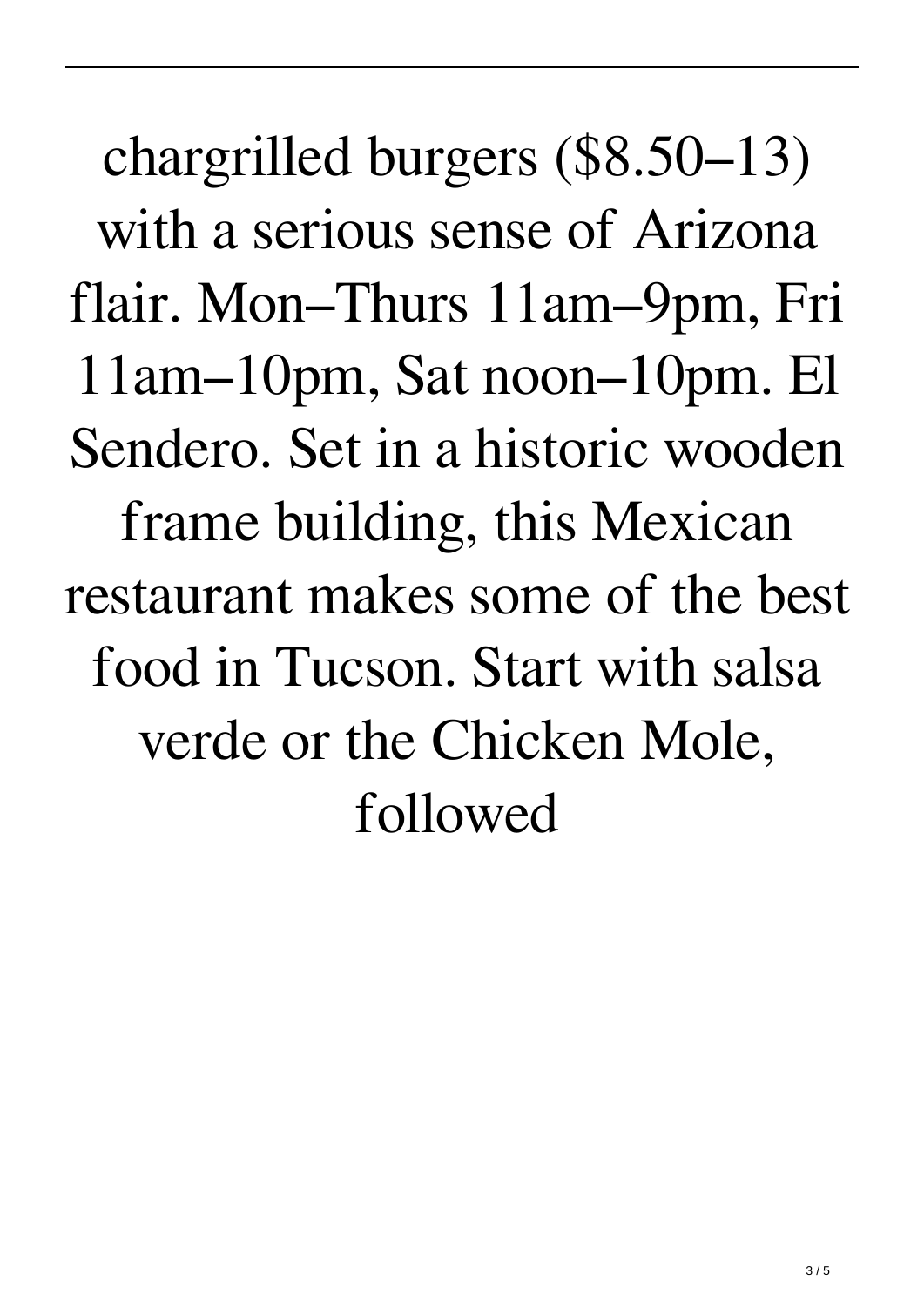chargrilled burgers ($8.50–13) with a serious sense of Arizona flair. Mon–Thurs 11am–9pm, Fri 11am–10pm, Sat noon–10pm. El Sendero. Set in a historic wooden frame building, this Mexican restaurant makes some of the best food in Tucson. Start with salsa verde or the Chicken Mole, followed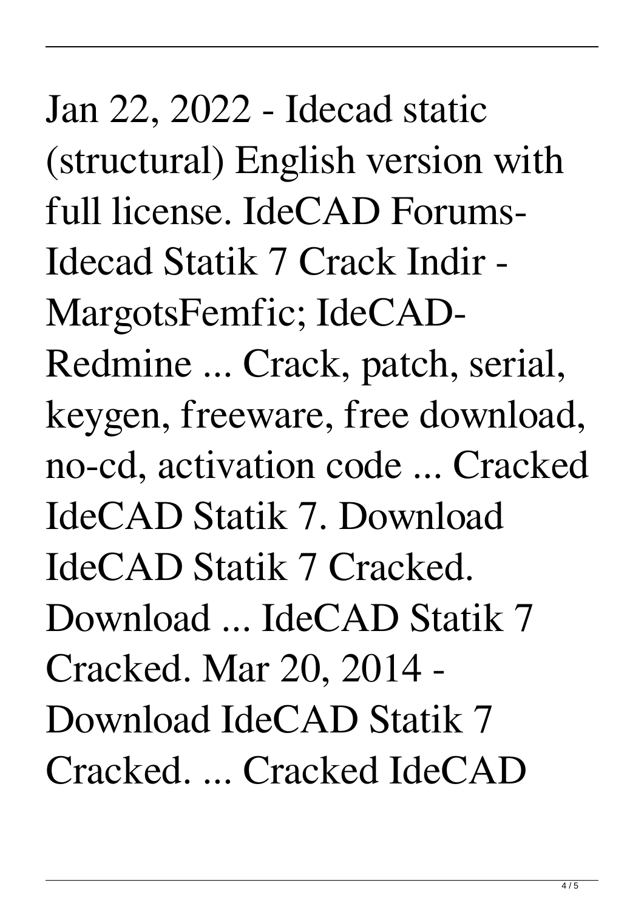Jan 22, 2022 - Idecad static (structural) English version with full license. IdeCAD Forums- Idecad Statik 7 Crack Indir - MargotsFemfic; IdeCAD- Redmine ... Crack, patch, serial, keygen, freeware, free download, no-cd, activation code ... Cracked IdeCAD Statik 7. Download IdeCAD Statik 7 Cracked. Download ... IdeCAD Statik 7 Cracked. Mar 20, 2014 - Download IdeCAD Statik 7 Cracked. ... Cracked IdeCAD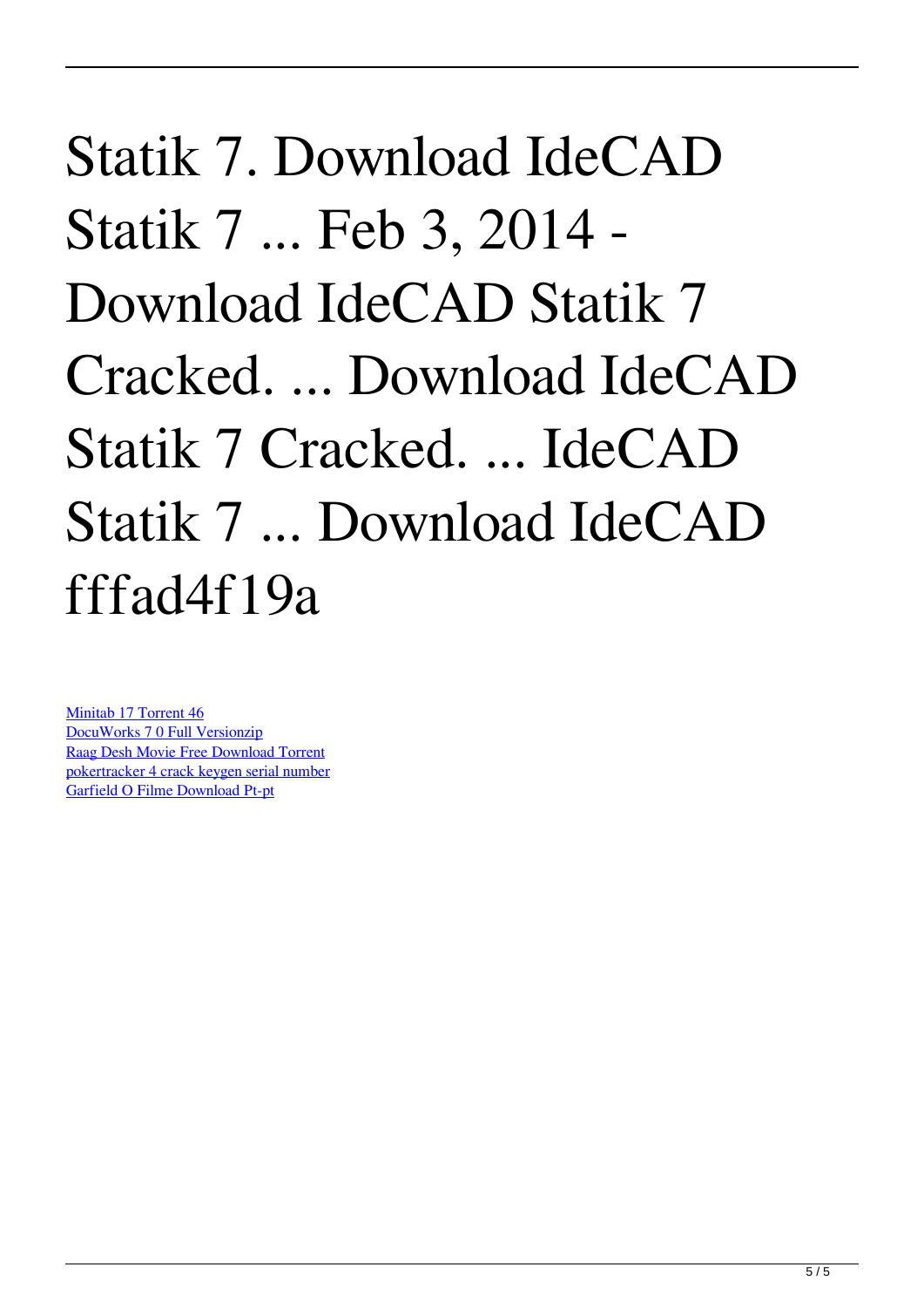Statik 7. Download IdeCAD Statik 7 ... Feb 3, 2014 - Download IdeCAD Statik 7 Cracked. ... Download IdeCAD Statik 7 Cracked. ... IdeCAD Statik 7 ... Download IdeCAD fffad4f19a

Minitab 17 Torrent 46
DocuWorks 7 0 Full Versionzip
Raag Desh Movie Free Download Torrent
pokertracker 4 crack keygen serial number
Garfield O Filme Download Pt-pt